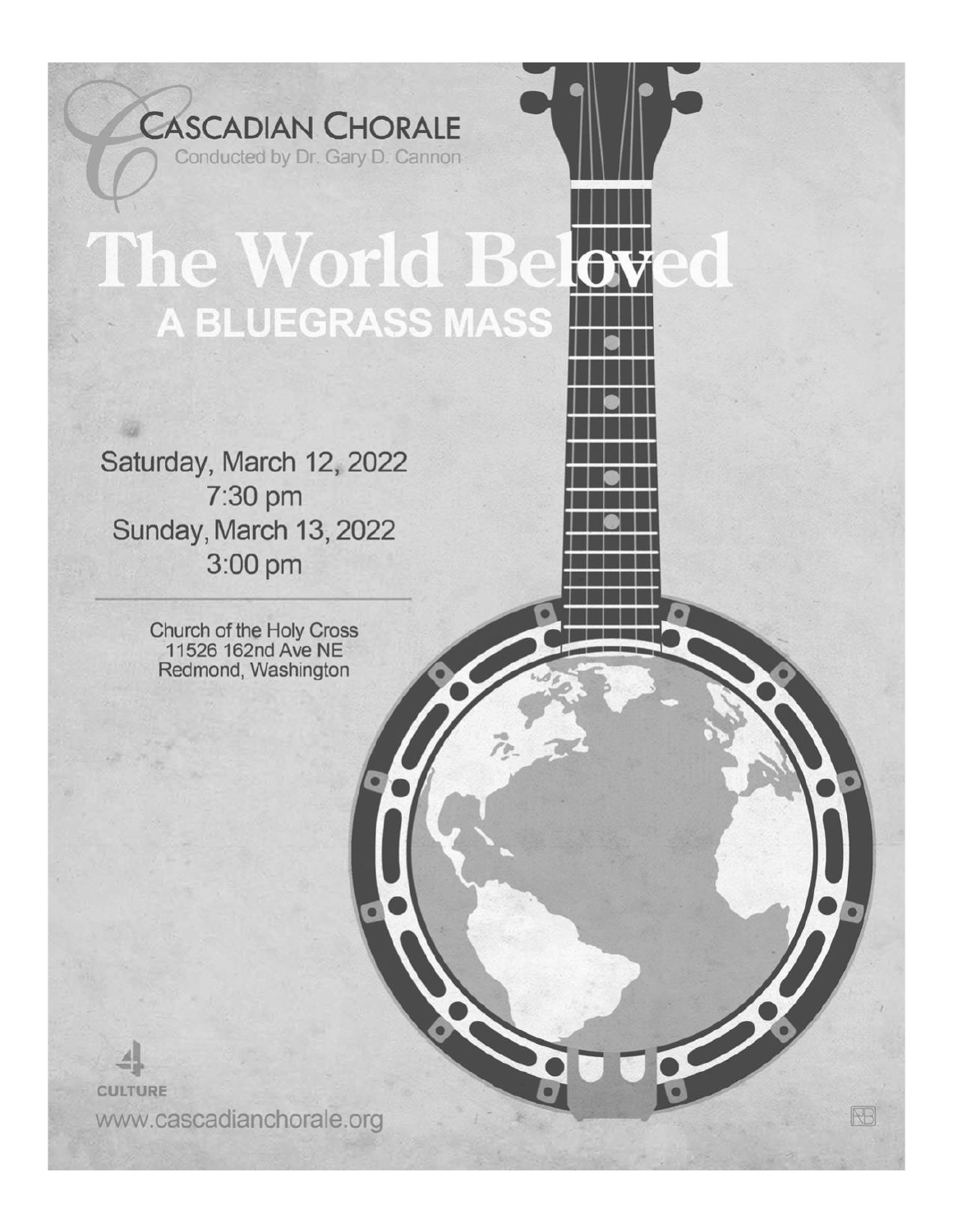Cascadian Chorale

Conducted by Dr. Gary D. Cannon

# The World Beloved

## A BLUEGRASS MASS

Saturday, March 12, 2022
7:30 pm
Sunday, March 13, 2022
3:00 pm

Church of the Holy Cross
11526 162nd Ave NE
Redmond, Washington

4 CULTURE

www.cascadianchorale.org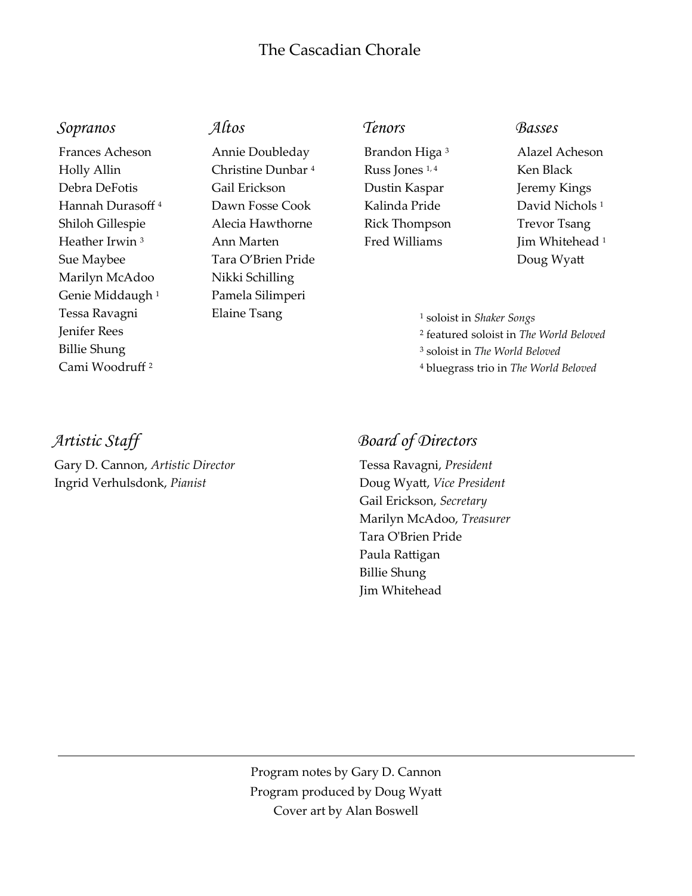# The Cascadian Chorale

### *Sopranos*

Frances Acheson
Holly Allin
Debra DeFotis
Hannah Durasoff [4]
Shiloh Gillespie
Heather Irwin [3]
Sue Maybee
Marilyn McAdoo
Genie Middaugh [1]
Tessa Ravagni
Jenifer Rees
Billie Shung
Cami Woodruff [2]

### *Altos*

Annie Doubleday
Christine Dunbar [4]
Gail Erickson
Dawn Fosse Cook
Alecia Hawthorne
Ann Marten
Tara O'Brien Pride
Nikki Schilling
Pamela Silimperi
Elaine Tsang

### *Tenors*

Brandon Higa [3]
Russ Jones [1, 4]
Dustin Kaspar
Kalinda Pride
Rick Thompson
Fred Williams

### *Basses*

Alazel Acheson
Ken Black
Jeremy Kings
David Nichols [1]
Trevor Tsang
Jim Whitehead [1]
Doug Wyatt

[1] soloist in *Shaker Songs*
[2] featured soloist in *The World Beloved*
[3] soloist in *The World Beloved*
[4] bluegrass trio in *The World Beloved*

### *Artistic Staff*

Gary D. Cannon, *Artistic Director*
Ingrid Verhulsdonk, *Pianist*

### *Board of Directors*

Tessa Ravagni, *President*
Doug Wyatt, *Vice President*
Gail Erickson, *Secretary*
Marilyn McAdoo, *Treasurer*
Tara O'Brien Pride
Paula Rattigan
Billie Shung
Jim Whitehead

---

Program notes by Gary D. Cannon
Program produced by Doug Wyatt
Cover art by Alan Boswell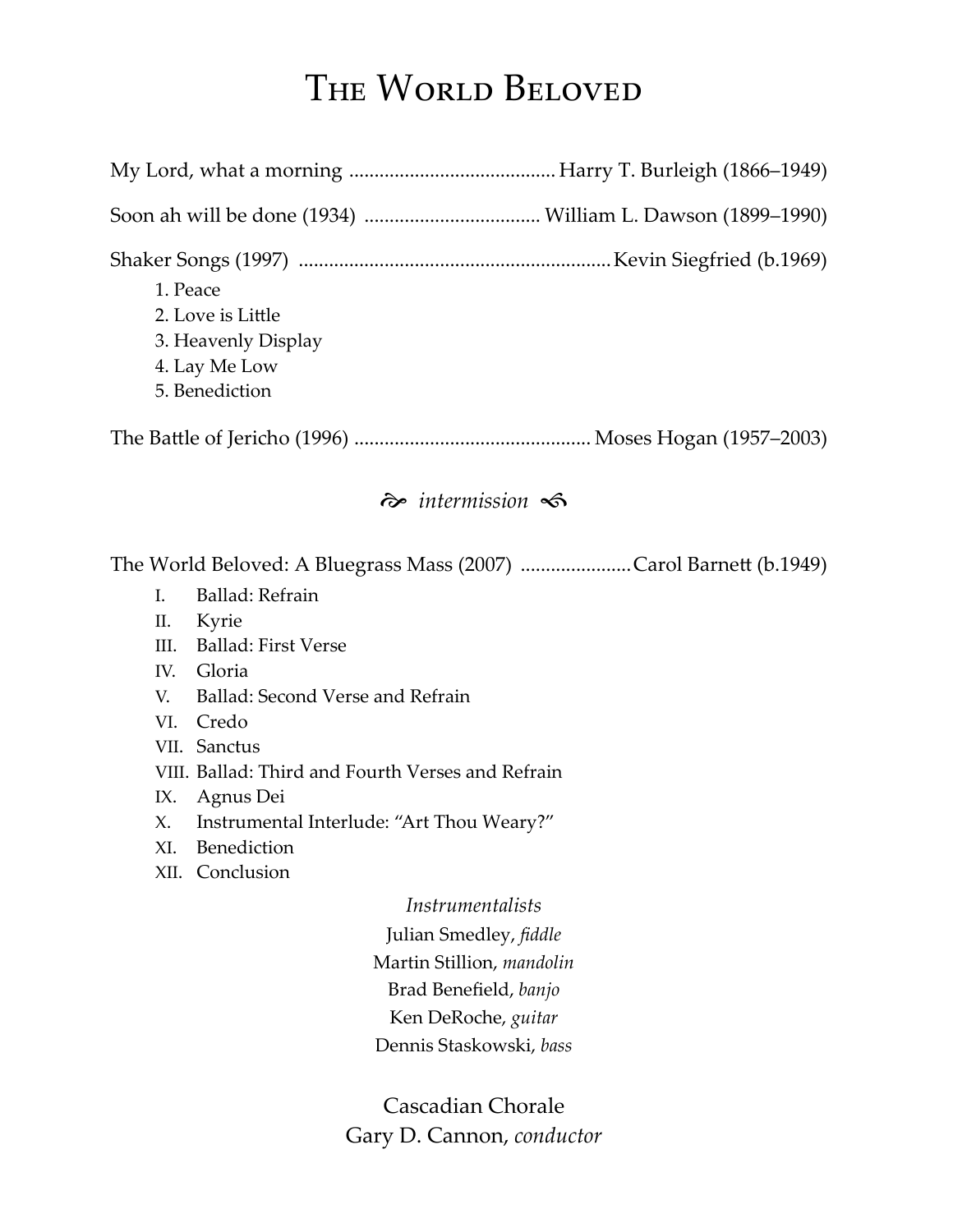# The World Beloved

My Lord, what a morning ........................................ Harry T. Burleigh (1866–1949)

Soon ah will be done (1934) .................................. William L. Dawson (1899–1990)

Shaker Songs (1997) ............................................................ Kevin Siegfried (b.1969)

1. Peace
2. Love is Little
3. Heavenly Display
4. Lay Me Low
5. Benediction

The Battle of Jericho (1996) .............................................. Moses Hogan (1957–2003)

*intermission*

The World Beloved: A Bluegrass Mass (2007) ..................... Carol Barnett (b.1949)

I. Ballad: Refrain
II. Kyrie
III. Ballad: First Verse
IV. Gloria
V. Ballad: Second Verse and Refrain
VI. Credo
VII. Sanctus
VIII. Ballad: Third and Fourth Verses and Refrain
IX. Agnus Dei
X. Instrumental Interlude: "Art Thou Weary?"
XI. Benediction
XII. Conclusion

*Instrumentalists*

Julian Smedley, *fiddle*
Martin Stillion, *mandolin*
Brad Benefield, *banjo*
Ken DeRoche, *guitar*
Dennis Staskowski, *bass*

Cascadian Chorale
Gary D. Cannon, *conductor*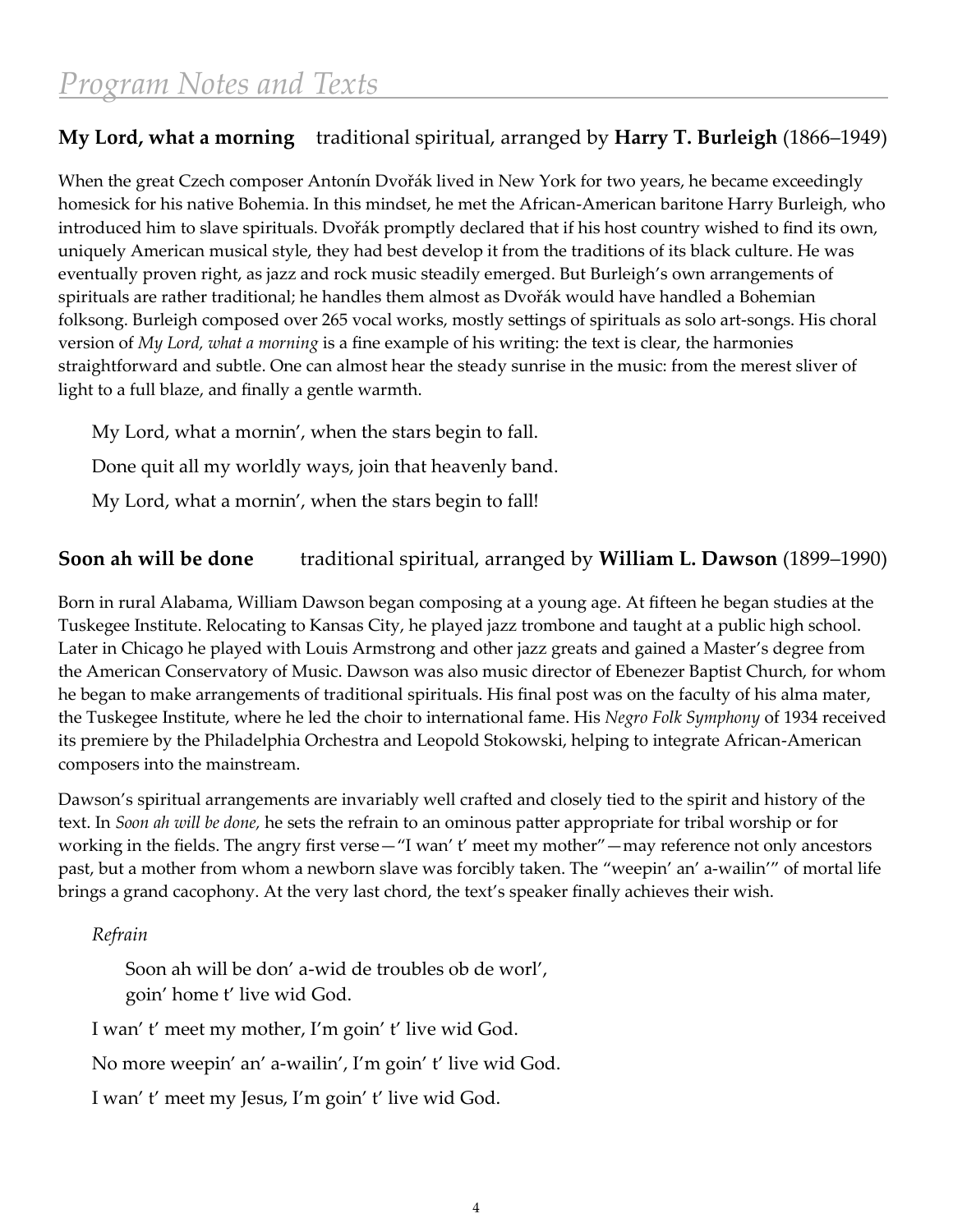# *Program Notes and Texts*

**My Lord, what a morning** traditional spiritual, arranged by **Harry T. Burleigh** (1866–1949)

When the great Czech composer Antonín Dvořák lived in New York for two years, he became exceedingly homesick for his native Bohemia. In this mindset, he met the African-American baritone Harry Burleigh, who introduced him to slave spirituals. Dvořák promptly declared that if his host country wished to find its own, uniquely American musical style, they had best develop it from the traditions of its black culture. He was eventually proven right, as jazz and rock music steadily emerged. But Burleigh's own arrangements of spirituals are rather traditional; he handles them almost as Dvořák would have handled a Bohemian folksong. Burleigh composed over 265 vocal works, mostly settings of spirituals as solo art-songs. His choral version of *My Lord, what a morning* is a fine example of his writing: the text is clear, the harmonies straightforward and subtle. One can almost hear the steady sunrise in the music: from the merest sliver of light to a full blaze, and finally a gentle warmth.

> My Lord, what a mornin', when the stars begin to fall.
>
> Done quit all my worldly ways, join that heavenly band.
>
> My Lord, what a mornin', when the stars begin to fall!

**Soon ah will be done** traditional spiritual, arranged by **William L. Dawson** (1899–1990)

Born in rural Alabama, William Dawson began composing at a young age. At fifteen he began studies at the Tuskegee Institute. Relocating to Kansas City, he played jazz trombone and taught at a public high school. Later in Chicago he played with Louis Armstrong and other jazz greats and gained a Master's degree from the American Conservatory of Music. Dawson was also music director of Ebenezer Baptist Church, for whom he began to make arrangements of traditional spirituals. His final post was on the faculty of his alma mater, the Tuskegee Institute, where he led the choir to international fame. His *Negro Folk Symphony* of 1934 received its premiere by the Philadelphia Orchestra and Leopold Stokowski, helping to integrate African-American composers into the mainstream.

Dawson's spiritual arrangements are invariably well crafted and closely tied to the spirit and history of the text. In *Soon ah will be done,* he sets the refrain to an ominous patter appropriate for tribal worship or for working in the fields. The angry first verse—"I wan' t' meet my mother"—may reference not only ancestors past, but a mother from whom a newborn slave was forcibly taken. The "weepin' an' a-wailin'" of mortal life brings a grand cacophony. At the very last chord, the text's speaker finally achieves their wish.

> *Refrain*
>
> Soon ah will be don' a-wid de troubles ob de worl',
> goin' home t' live wid God.
>
> I wan' t' meet my mother, I'm goin' t' live wid God.
>
> No more weepin' an' a-wailin', I'm goin' t' live wid God.
>
> I wan' t' meet my Jesus, I'm goin' t' live wid God.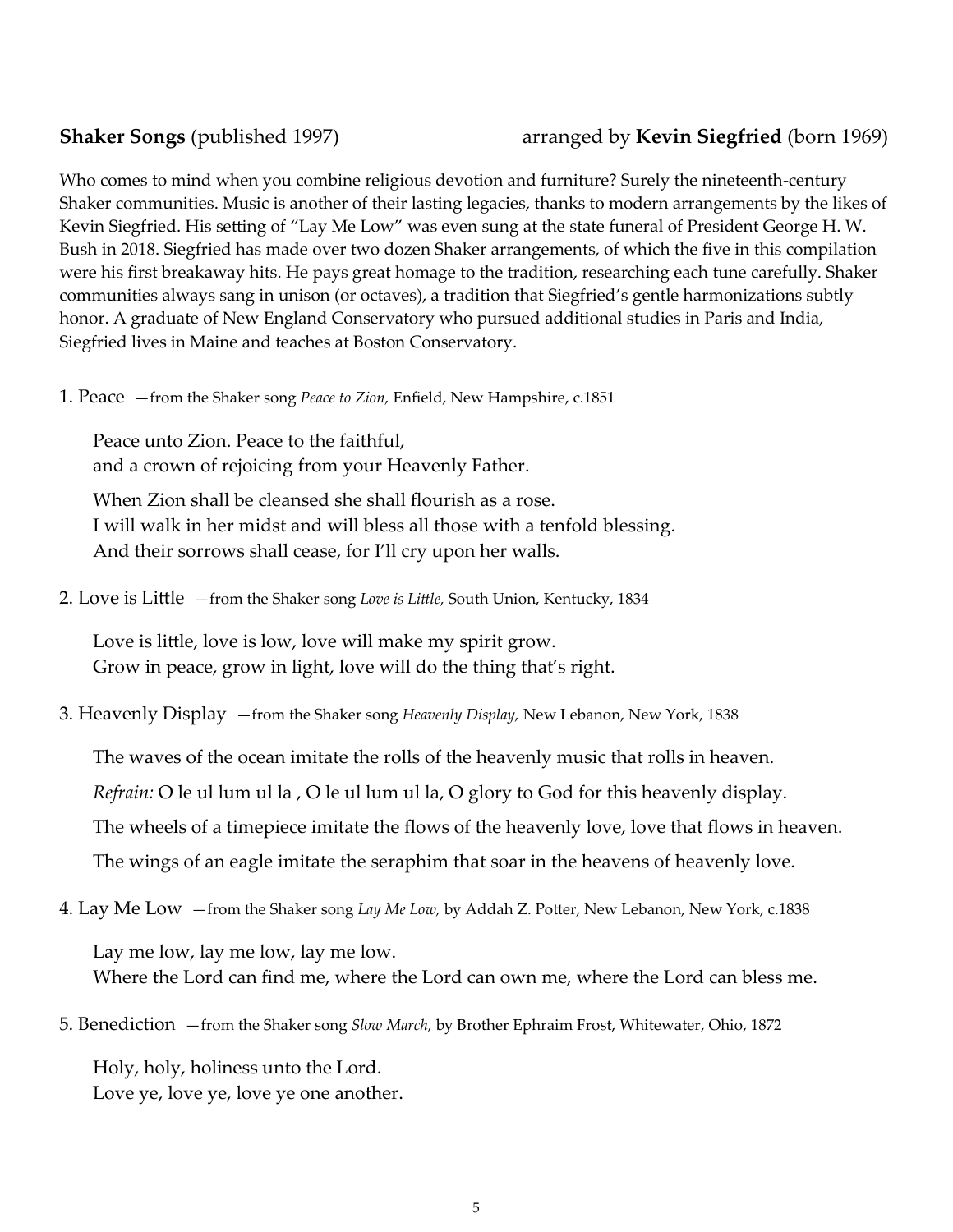**Shaker Songs** (published 1997) arranged by **Kevin Siegfried** (born 1969)

Who comes to mind when you combine religious devotion and furniture? Surely the nineteenth-century Shaker communities. Music is another of their lasting legacies, thanks to modern arrangements by the likes of Kevin Siegfried. His setting of "Lay Me Low" was even sung at the state funeral of President George H. W. Bush in 2018. Siegfried has made over two dozen Shaker arrangements, of which the five in this compilation were his first breakaway hits. He pays great homage to the tradition, researching each tune carefully. Shaker communities always sang in unison (or octaves), a tradition that Siegfried's gentle harmonizations subtly honor. A graduate of New England Conservatory who pursued additional studies in Paris and India, Siegfried lives in Maine and teaches at Boston Conservatory.

1. Peace —from the Shaker song *Peace to Zion,* Enfield, New Hampshire, c.1851

> Peace unto Zion. Peace to the faithful,
> and a crown of rejoicing from your Heavenly Father.
>
> When Zion shall be cleansed she shall flourish as a rose.
> I will walk in her midst and will bless all those with a tenfold blessing.
> And their sorrows shall cease, for I'll cry upon her walls.

2. Love is Little —from the Shaker song *Love is Little,* South Union, Kentucky, 1834

> Love is little, love is low, love will make my spirit grow.
> Grow in peace, grow in light, love will do the thing that's right.

3. Heavenly Display —from the Shaker song *Heavenly Display,* New Lebanon, New York, 1838

> The waves of the ocean imitate the rolls of the heavenly music that rolls in heaven.
>
> *Refrain:* O le ul lum ul la , O le ul lum ul la, O glory to God for this heavenly display.
>
> The wheels of a timepiece imitate the flows of the heavenly love, love that flows in heaven.
>
> The wings of an eagle imitate the seraphim that soar in the heavens of heavenly love.

4. Lay Me Low —from the Shaker song *Lay Me Low,* by Addah Z. Potter, New Lebanon, New York, c.1838

> Lay me low, lay me low, lay me low.
> Where the Lord can find me, where the Lord can own me, where the Lord can bless me.

5. Benediction —from the Shaker song *Slow March,* by Brother Ephraim Frost, Whitewater, Ohio, 1872

> Holy, holy, holiness unto the Lord.
> Love ye, love ye, love ye one another.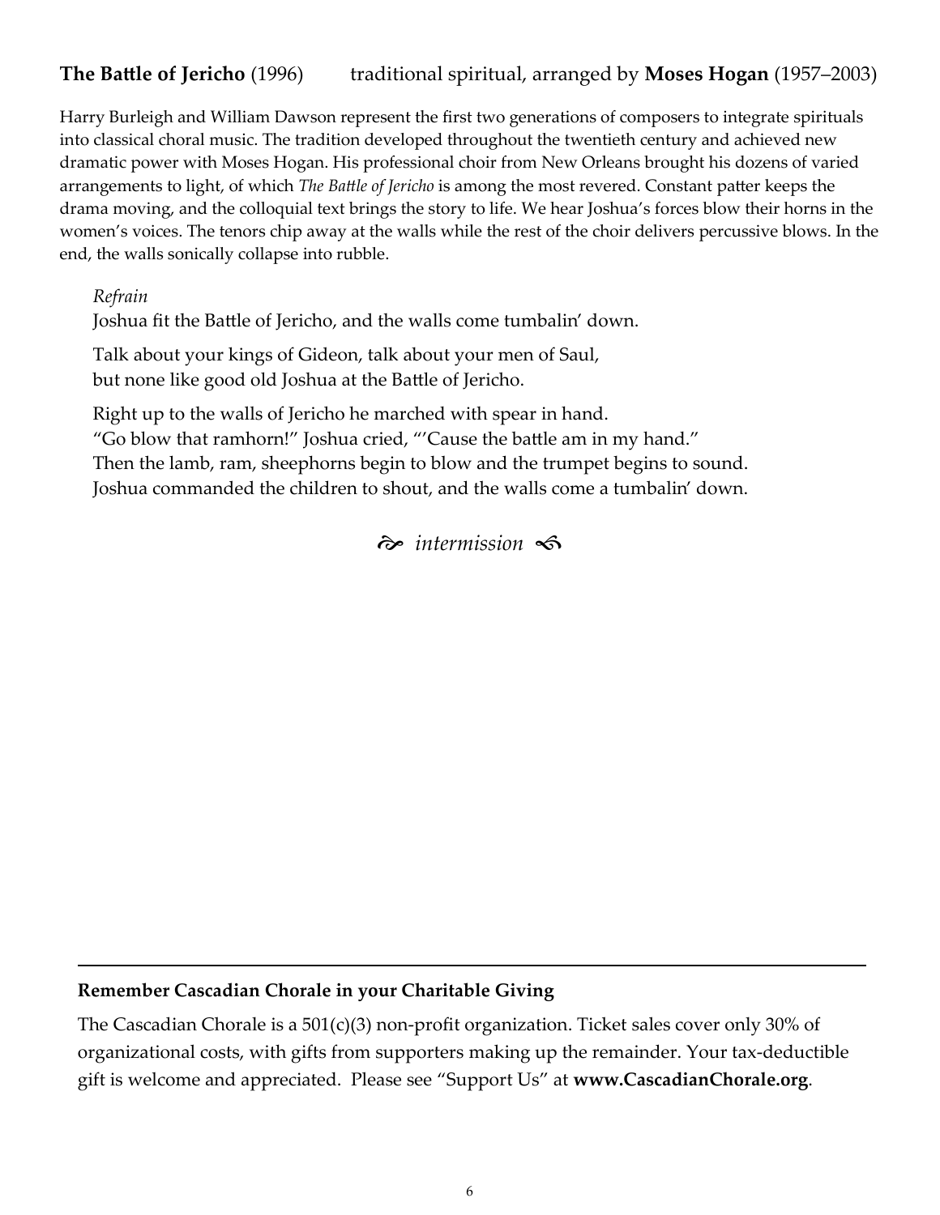**The Battle of Jericho** (1996) traditional spiritual, arranged by **Moses Hogan** (1957–2003)

Harry Burleigh and William Dawson represent the first two generations of composers to integrate spirituals into classical choral music. The tradition developed throughout the twentieth century and achieved new dramatic power with Moses Hogan. His professional choir from New Orleans brought his dozens of varied arrangements to light, of which *The Battle of Jericho* is among the most revered. Constant patter keeps the drama moving, and the colloquial text brings the story to life. We hear Joshua's forces blow their horns in the women's voices. The tenors chip away at the walls while the rest of the choir delivers percussive blows. In the end, the walls sonically collapse into rubble.

*Refrain*
Joshua fit the Battle of Jericho, and the walls come tumbalin' down.

Talk about your kings of Gideon, talk about your men of Saul,
but none like good old Joshua at the Battle of Jericho.

Right up to the walls of Jericho he marched with spear in hand.
"Go blow that ramhorn!" Joshua cried, "'Cause the battle am in my hand."
Then the lamb, ram, sheephorns begin to blow and the trumpet begins to sound.
Joshua commanded the children to shout, and the walls come a tumbalin' down.

*intermission*

---

**Remember Cascadian Chorale in your Charitable Giving**

The Cascadian Chorale is a 501(c)(3) non-profit organization. Ticket sales cover only 30% of organizational costs, with gifts from supporters making up the remainder. Your tax-deductible gift is welcome and appreciated. Please see "Support Us" at **www.CascadianChorale.org**.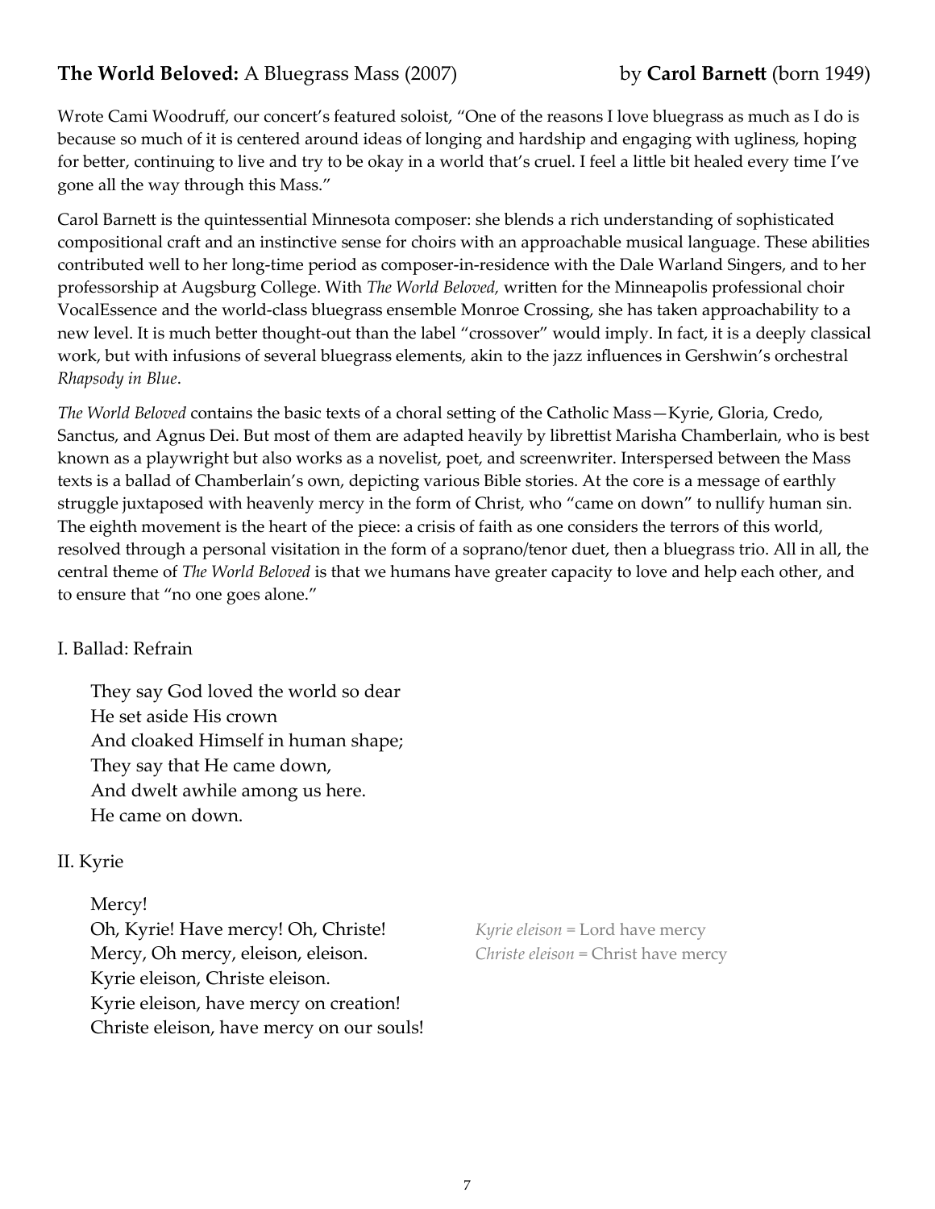**The World Beloved:** A Bluegrass Mass (2007) by **Carol Barnett** (born 1949)

Wrote Cami Woodruff, our concert's featured soloist, "One of the reasons I love bluegrass as much as I do is because so much of it is centered around ideas of longing and hardship and engaging with ugliness, hoping for better, continuing to live and try to be okay in a world that's cruel. I feel a little bit healed every time I've gone all the way through this Mass."

Carol Barnett is the quintessential Minnesota composer: she blends a rich understanding of sophisticated compositional craft and an instinctive sense for choirs with an approachable musical language. These abilities contributed well to her long-time period as composer-in-residence with the Dale Warland Singers, and to her professorship at Augsburg College. With *The World Beloved,* written for the Minneapolis professional choir VocalEssence and the world-class bluegrass ensemble Monroe Crossing, she has taken approachability to a new level. It is much better thought-out than the label "crossover" would imply. In fact, it is a deeply classical work, but with infusions of several bluegrass elements, akin to the jazz influences in Gershwin's orchestral *Rhapsody in Blue*.

*The World Beloved* contains the basic texts of a choral setting of the Catholic Mass—Kyrie, Gloria, Credo, Sanctus, and Agnus Dei. But most of them are adapted heavily by librettist Marisha Chamberlain, who is best known as a playwright but also works as a novelist, poet, and screenwriter. Interspersed between the Mass texts is a ballad of Chamberlain's own, depicting various Bible stories. At the core is a message of earthly struggle juxtaposed with heavenly mercy in the form of Christ, who "came on down" to nullify human sin. The eighth movement is the heart of the piece: a crisis of faith as one considers the terrors of this world, resolved through a personal visitation in the form of a soprano/tenor duet, then a bluegrass trio. All in all, the central theme of *The World Beloved* is that we humans have greater capacity to love and help each other, and to ensure that "no one goes alone."

I. Ballad: Refrain

> They say God loved the world so dear
> He set aside His crown
> And cloaked Himself in human shape;
> They say that He came down,
> And dwelt awhile among us here.
> He came on down.

II. Kyrie

> Mercy!
> Oh, Kyrie! Have mercy! Oh, Christe!
> Mercy, Oh mercy, eleison, eleison.
> Kyrie eleison, Christe eleison.
> Kyrie eleison, have mercy on creation!
> Christe eleison, have mercy on our souls!

*Kyrie eleison* = Lord have mercy
*Christe eleison* = Christ have mercy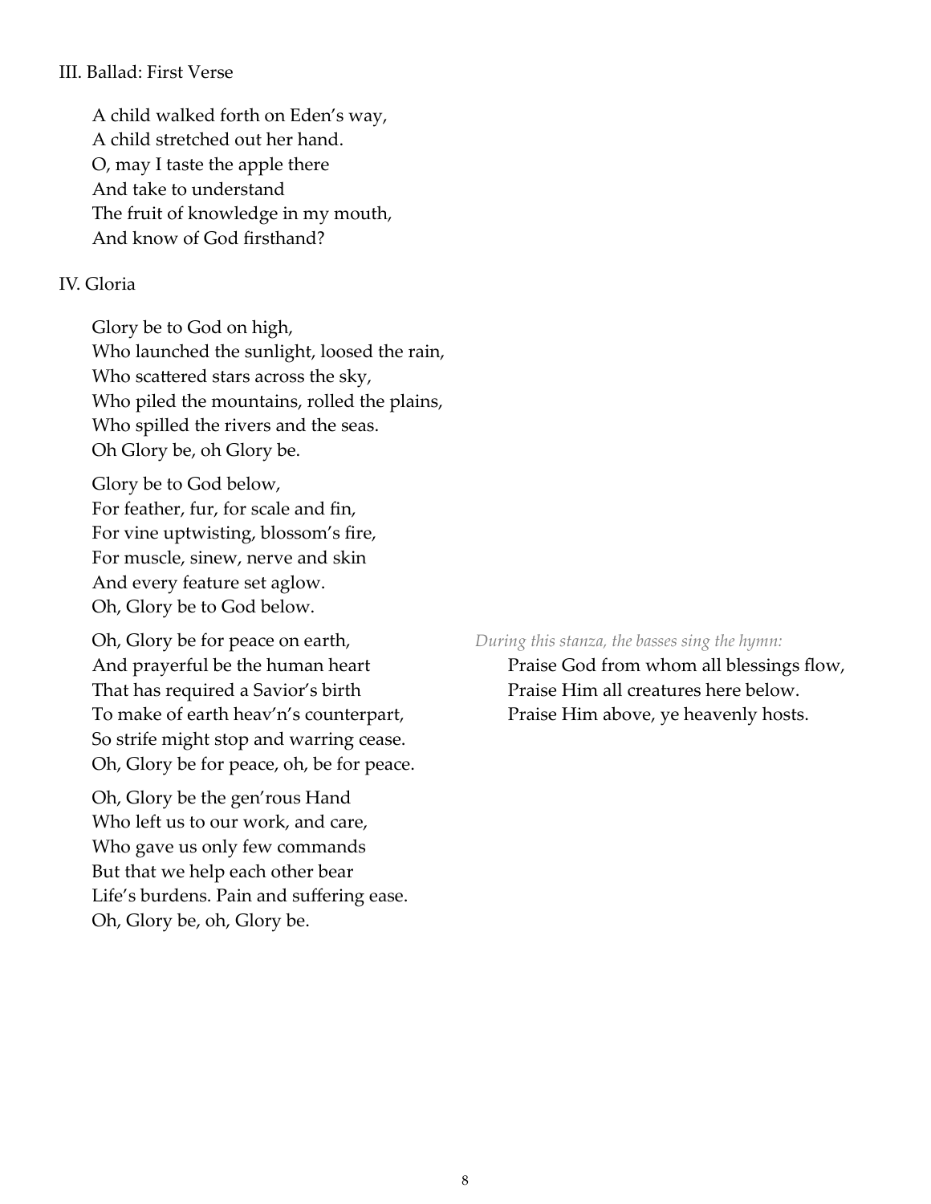## III. Ballad: First Verse

A child walked forth on Eden's way,  
A child stretched out her hand.  
O, may I taste the apple there  
And take to understand  
The fruit of knowledge in my mouth,  
And know of God firsthand?

## IV. Gloria

Glory be to God on high,  
Who launched the sunlight, loosed the rain,  
Who scattered stars across the sky,  
Who piled the mountains, rolled the plains,  
Who spilled the rivers and the seas.  
Oh Glory be, oh Glory be.

Glory be to God below,  
For feather, fur, for scale and fin,  
For vine uptwisting, blossom's fire,  
For muscle, sinew, nerve and skin  
And every feature set aglow.  
Oh, Glory be to God below.

Oh, Glory be for peace on earth,  
And prayerful be the human heart  
That has required a Savior's birth  
To make of earth heav'n's counterpart,  
So strife might stop and warring cease.  
Oh, Glory be for peace, oh, be for peace.

*During this stanza, the basses sing the hymn:*

Praise God from whom all blessings flow,  
Praise Him all creatures here below.  
Praise Him above, ye heavenly hosts.

Oh, Glory be the gen'rous Hand  
Who left us to our work, and care,  
Who gave us only few commands  
But that we help each other bear  
Life's burdens. Pain and suffering ease.  
Oh, Glory be, oh, Glory be.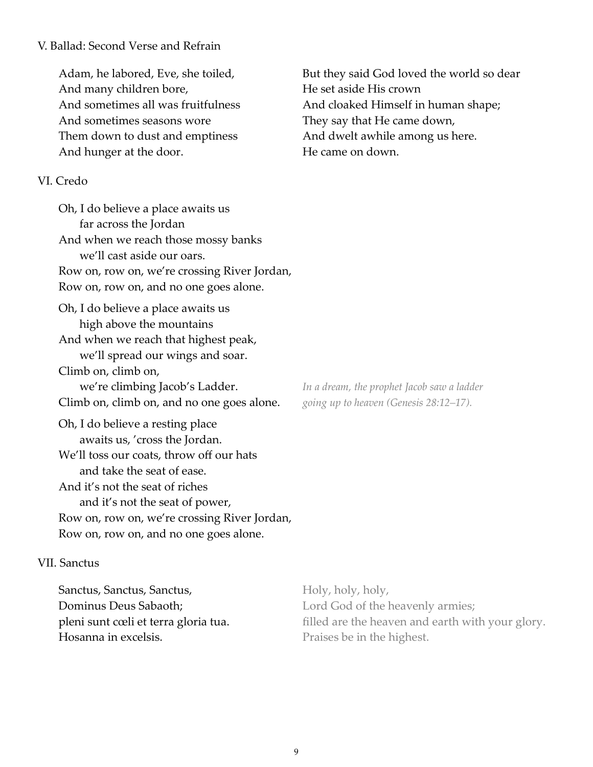V. Ballad: Second Verse and Refrain

Adam, he labored, Eve, she toiled,
And many children bore,
And sometimes all was fruitfulness
And sometimes seasons wore
Them down to dust and emptiness
And hunger at the door.

But they said God loved the world so dear
He set aside His crown
And cloaked Himself in human shape;
They say that He came down,
And dwelt awhile among us here.
He came on down.

VI. Credo

Oh, I do believe a place awaits us
far across the Jordan
And when we reach those mossy banks
we'll cast aside our oars.
Row on, row on, we're crossing River Jordan,
Row on, row on, and no one goes alone.

Oh, I do believe a place awaits us
high above the mountains
And when we reach that highest peak,
we'll spread our wings and soar.
Climb on, climb on,
we're climbing Jacob's Ladder.
Climb on, climb on, and no one goes alone.

*In a dream, the prophet Jacob saw a ladder going up to heaven (Genesis 28:12–17).*

Oh, I do believe a resting place
awaits us, 'cross the Jordan.
We'll toss our coats, throw off our hats
and take the seat of ease.
And it's not the seat of riches
and it's not the seat of power,
Row on, row on, we're crossing River Jordan,
Row on, row on, and no one goes alone.

VII. Sanctus

Sanctus, Sanctus, Sanctus,
Dominus Deus Sabaoth;
pleni sunt cœli et terra gloria tua.
Hosanna in excelsis.

Holy, holy, holy,
Lord God of the heavenly armies;
filled are the heaven and earth with your glory.
Praises be in the highest.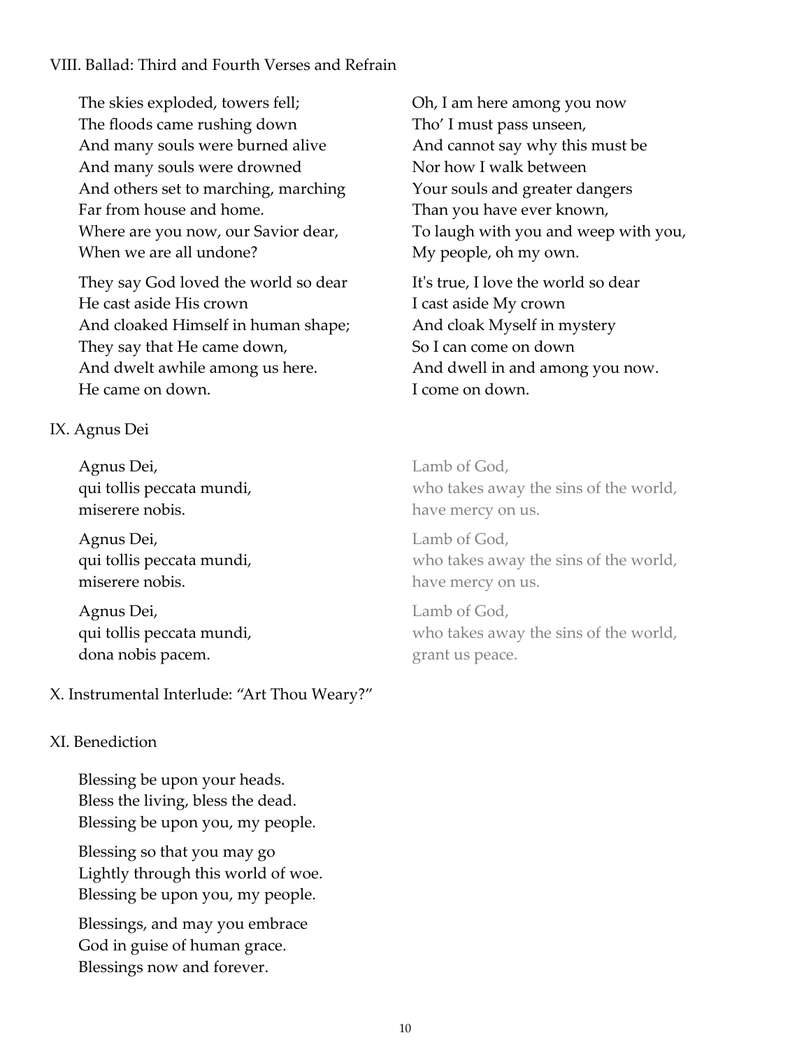VIII. Ballad: Third and Fourth Verses and Refrain

The skies exploded, towers fell;
The floods came rushing down
And many souls were burned alive
And many souls were drowned
And others set to marching, marching
Far from house and home.
Where are you now, our Savior dear,
When we are all undone?

They say God loved the world so dear
He cast aside His crown
And cloaked Himself in human shape;
They say that He came down,
And dwelt awhile among us here.
He came on down.

Oh, I am here among you now
Tho' I must pass unseen,
And cannot say why this must be
Nor how I walk between
Your souls and greater dangers
Than you have ever known,
To laugh with you and weep with you,
My people, oh my own.

It's true, I love the world so dear
I cast aside My crown
And cloak Myself in mystery
So I can come on down
And dwell in and among you now.
I come on down.

IX. Agnus Dei

Agnus Dei,
qui tollis peccata mundi,
miserere nobis.

Agnus Dei,
qui tollis peccata mundi,
miserere nobis.

Agnus Dei,
qui tollis peccata mundi,
dona nobis pacem.

Lamb of God,
who takes away the sins of the world,
have mercy on us.

Lamb of God,
who takes away the sins of the world,
have mercy on us.

Lamb of God,
who takes away the sins of the world,
grant us peace.

X. Instrumental Interlude: "Art Thou Weary?"

XI. Benediction

Blessing be upon your heads.
Bless the living, bless the dead.
Blessing be upon you, my people.

Blessing so that you may go
Lightly through this world of woe.
Blessing be upon you, my people.

Blessings, and may you embrace
God in guise of human grace.
Blessings now and forever.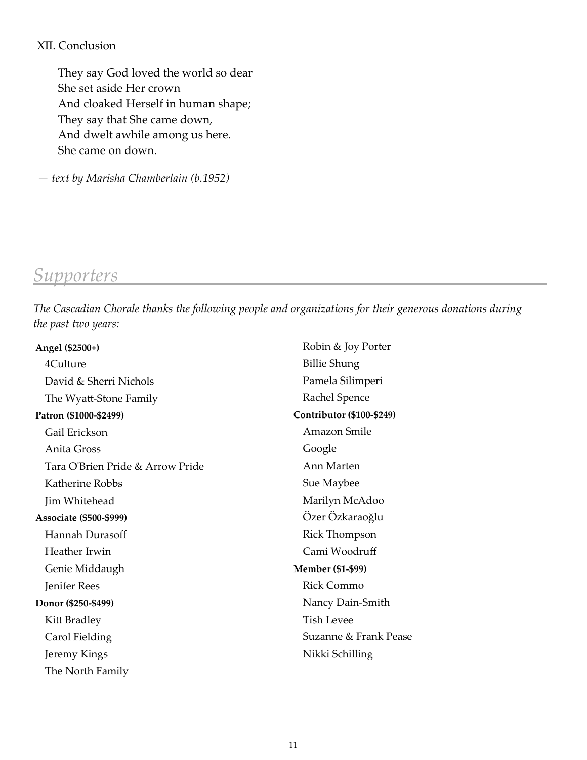XII. Conclusion

They say God loved the world so dear  
She set aside Her crown  
And cloaked Herself in human shape;  
They say that She came down,  
And dwelt awhile among us here.  
She came on down.

— *text by Marisha Chamberlain (b.1952)*

## *Supporters*

*The Cascadian Chorale thanks the following people and organizations for their generous donations during the past two years:*

**Angel ($2500+)**

- 4Culture
- David & Sherri Nichols
- The Wyatt-Stone Family

**Patron ($1000-$2499)**

- Gail Erickson
- Anita Gross
- Tara O'Brien Pride & Arrow Pride
- Katherine Robbs
- Jim Whitehead

**Associate ($500-$999)**

- Hannah Durasoff
- Heather Irwin
- Genie Middaugh
- Jenifer Rees

**Donor ($250-$499)**

- Kitt Bradley
- Carol Fielding
- Jeremy Kings
- The North Family
- Robin & Joy Porter
- Billie Shung
- Pamela Silimperi
- Rachel Spence

**Contributor ($100-$249)**

- Amazon Smile
- Google
- Ann Marten
- Sue Maybee
- Marilyn McAdoo
- Özer Özkaraoğlu
- Rick Thompson
- Cami Woodruff

**Member ($1-$99)**

- Rick Commo
- Nancy Dain-Smith
- Tish Levee
- Suzanne & Frank Pease
- Nikki Schilling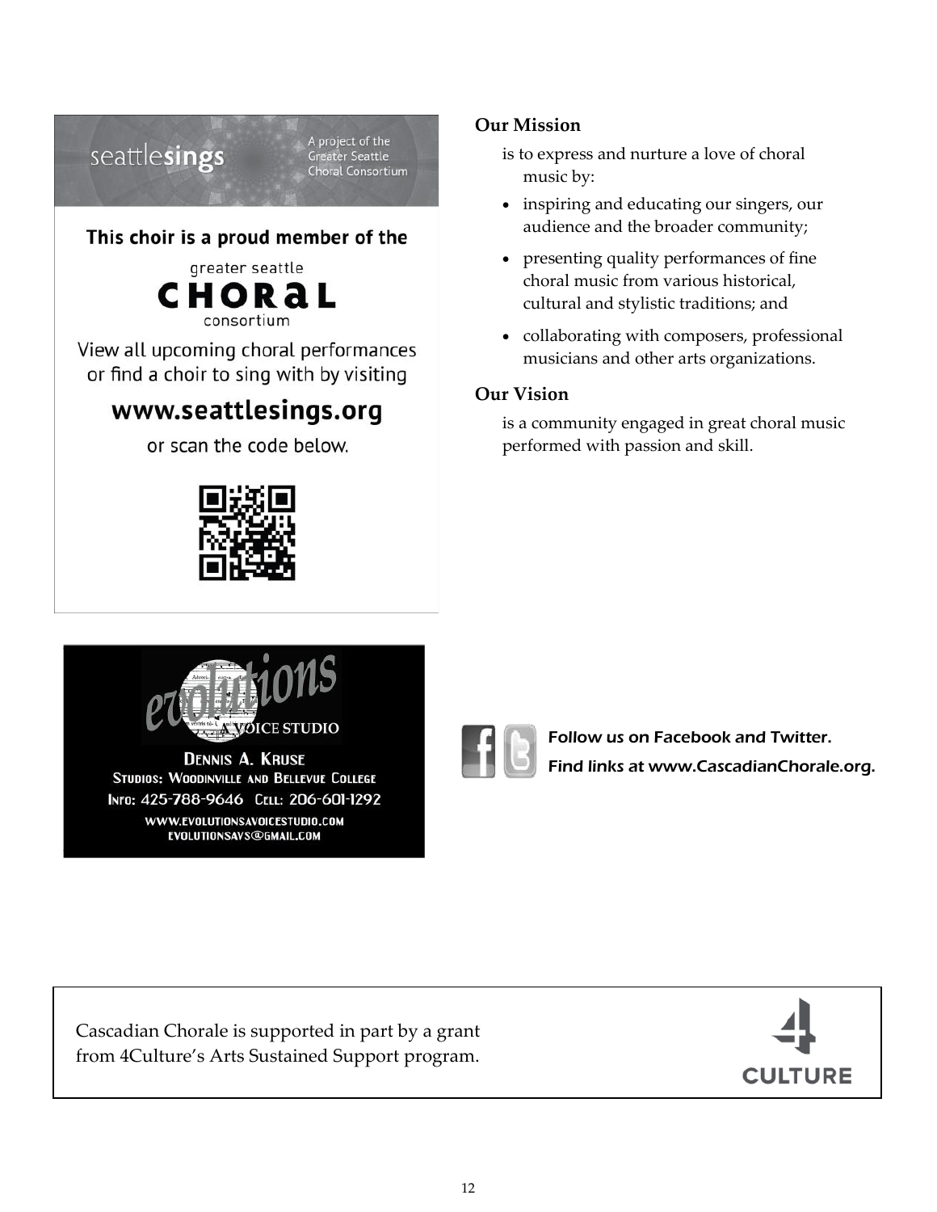seattlesings

A project of the Greater Seattle Choral Consortium

**This choir is a proud member of the**

greater seattle **CHORAL** consortium

View all upcoming choral performances or find a choir to sing with by visiting

**www.seattlesings.org**

or scan the code below.

## Our Mission

is to express and nurture a love of choral music by:

- inspiring and educating our singers, our audience and the broader community;
- presenting quality performances of fine choral music from various historical, cultural and stylistic traditions; and
- collaborating with composers, professional musicians and other arts organizations.

## Our Vision

is a community engaged in great choral music performed with passion and skill.

evolutions A VOICE STUDIO

DENNIS A. KRUSE

STUDIOS: WOODINVILLE AND BELLEVUE COLLEGE

INFO: 425-788-9646 CELL: 206-601-1292

WWW.EVOLUTIONSAVOICESTUDIO.COM

EVOLUTIONSAVS@GMAIL.COM

*Follow us on Facebook and Twitter.*

*Find links at www.CascadianChorale.org.*

Cascadian Chorale is supported in part by a grant from 4Culture's Arts Sustained Support program.

4 CULTURE